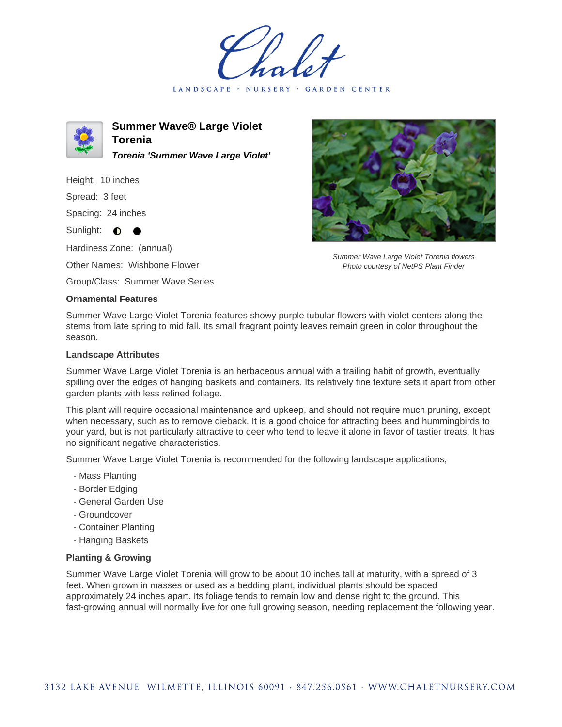# Summer Wave® Large Violet Torenia

***Torenia 'Summer Wave Large Violet'***

Height: 10 inches

Spread: 3 feet

Spacing: 24 inches

Sunlight: ◐ ●

Hardiness Zone: (annual)

Other Names: Wishbone Flower

Group/Class: Summer Wave Series

*Summer Wave Large Violet Torenia flowers*
*Photo courtesy of NetPS Plant Finder*

### Ornamental Features

Summer Wave Large Violet Torenia features showy purple tubular flowers with violet centers along the stems from late spring to mid fall. Its small fragrant pointy leaves remain green in color throughout the season.

### Landscape Attributes

Summer Wave Large Violet Torenia is an herbaceous annual with a trailing habit of growth, eventually spilling over the edges of hanging baskets and containers. Its relatively fine texture sets it apart from other garden plants with less refined foliage.

This plant will require occasional maintenance and upkeep, and should not require much pruning, except when necessary, such as to remove dieback. It is a good choice for attracting bees and hummingbirds to your yard, but is not particularly attractive to deer who tend to leave it alone in favor of tastier treats. It has no significant negative characteristics.

Summer Wave Large Violet Torenia is recommended for the following landscape applications;

- Mass Planting
- Border Edging
- General Garden Use
- Groundcover
- Container Planting
- Hanging Baskets

### Planting & Growing

Summer Wave Large Violet Torenia will grow to be about 10 inches tall at maturity, with a spread of 3 feet. When grown in masses or used as a bedding plant, individual plants should be spaced approximately 24 inches apart. Its foliage tends to remain low and dense right to the ground. This fast-growing annual will normally live for one full growing season, needing replacement the following year.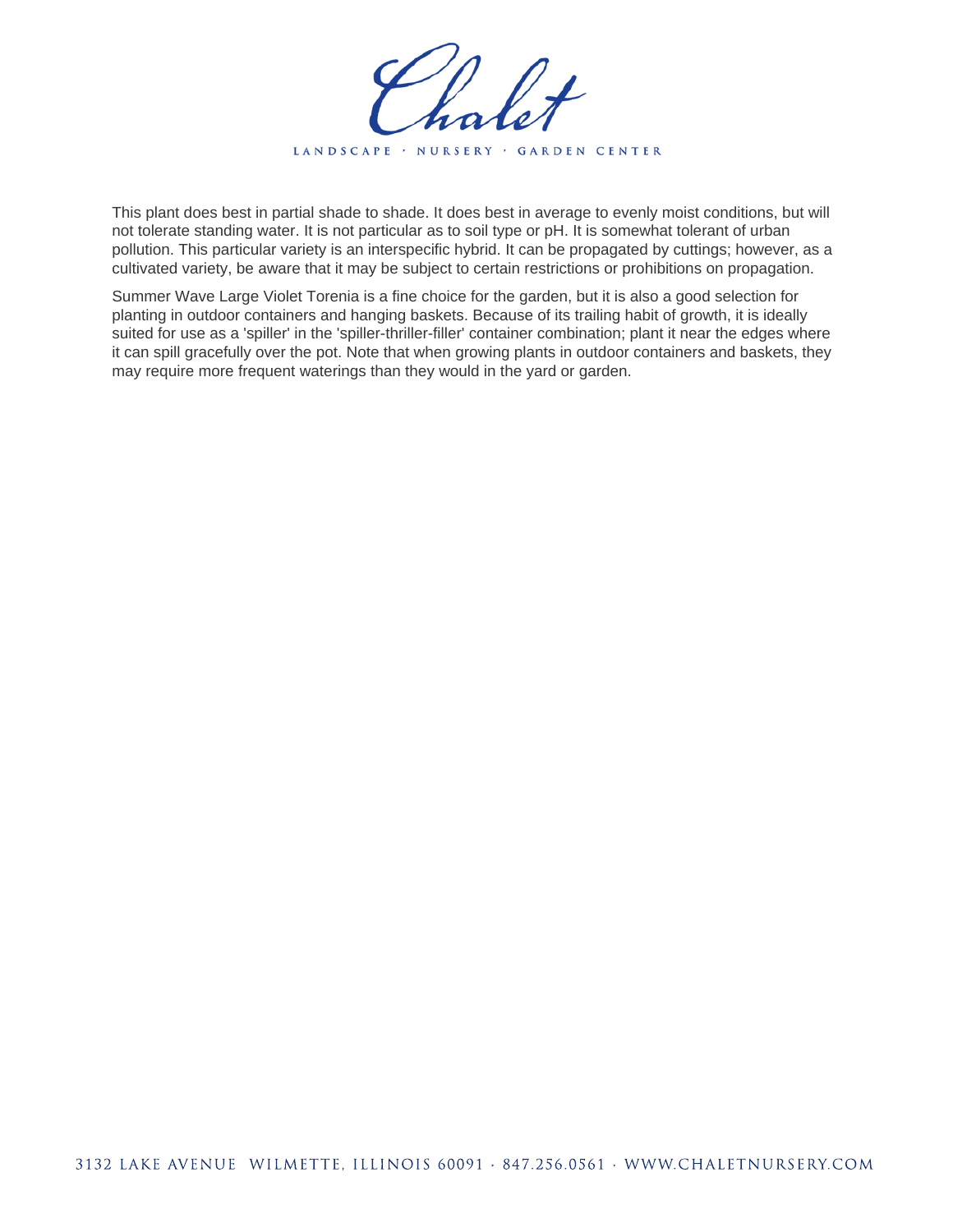This plant does best in partial shade to shade. It does best in average to evenly moist conditions, but will not tolerate standing water. It is not particular as to soil type or pH. It is somewhat tolerant of urban pollution. This particular variety is an interspecific hybrid. It can be propagated by cuttings; however, as a cultivated variety, be aware that it may be subject to certain restrictions or prohibitions on propagation.

Summer Wave Large Violet Torenia is a fine choice for the garden, but it is also a good selection for planting in outdoor containers and hanging baskets. Because of its trailing habit of growth, it is ideally suited for use as a 'spiller' in the 'spiller-thriller-filler' container combination; plant it near the edges where it can spill gracefully over the pot. Note that when growing plants in outdoor containers and baskets, they may require more frequent waterings than they would in the yard or garden.